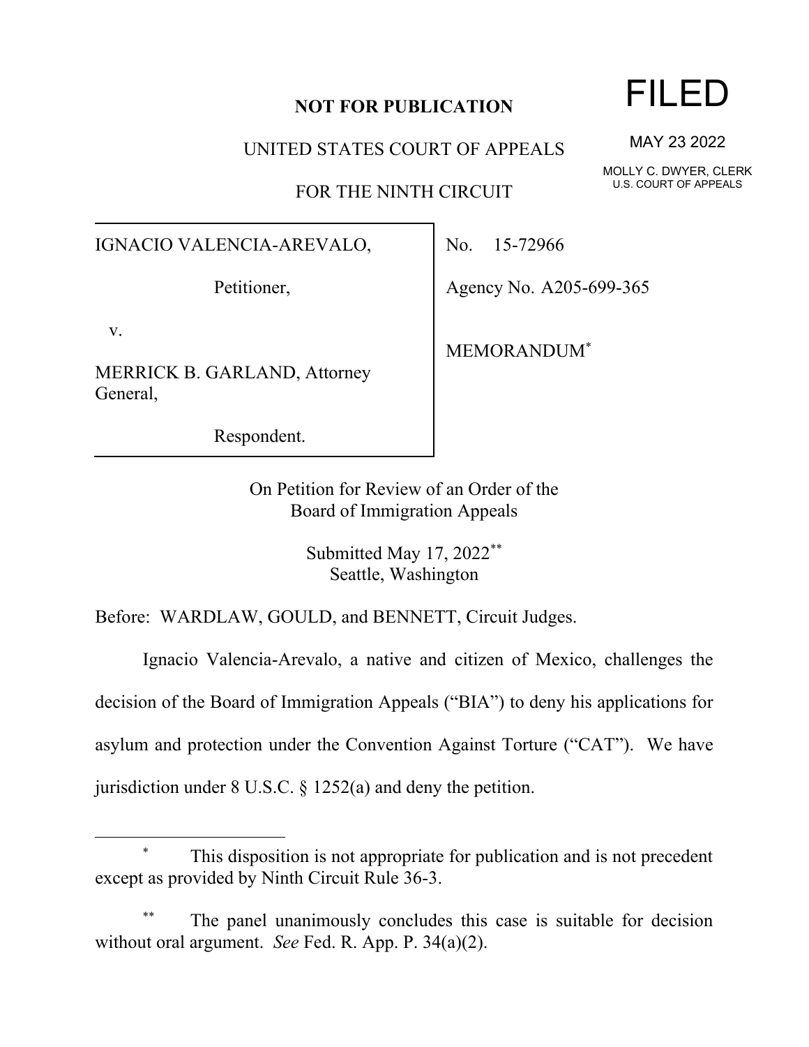**NOT FOR PUBLICATION**

UNITED STATES COURT OF APPEALS

FOR THE NINTH CIRCUIT

FILED

MAY 23 2022

MOLLY C. DWYER, CLERK
U.S. COURT OF APPEALS

IGNACIO VALENCIA-AREVALO,

Petitioner,

v.

MERRICK B. GARLAND, Attorney General,

Respondent.

No. 15-72966

Agency No. A205-699-365

MEMORANDUM[*]

On Petition for Review of an Order of the
Board of Immigration Appeals

Submitted May 17, 2022[**]
Seattle, Washington

Before: WARDLAW, GOULD, and BENNETT, Circuit Judges.

Ignacio Valencia-Arevalo, a native and citizen of Mexico, challenges the decision of the Board of Immigration Appeals ("BIA") to deny his applications for asylum and protection under the Convention Against Torture ("CAT"). We have jurisdiction under 8 U.S.C. § 1252(a) and deny the petition.

---

[*] This disposition is not appropriate for publication and is not precedent except as provided by Ninth Circuit Rule 36-3.

[**] The panel unanimously concludes this case is suitable for decision without oral argument. *See* Fed. R. App. P. 34(a)(2).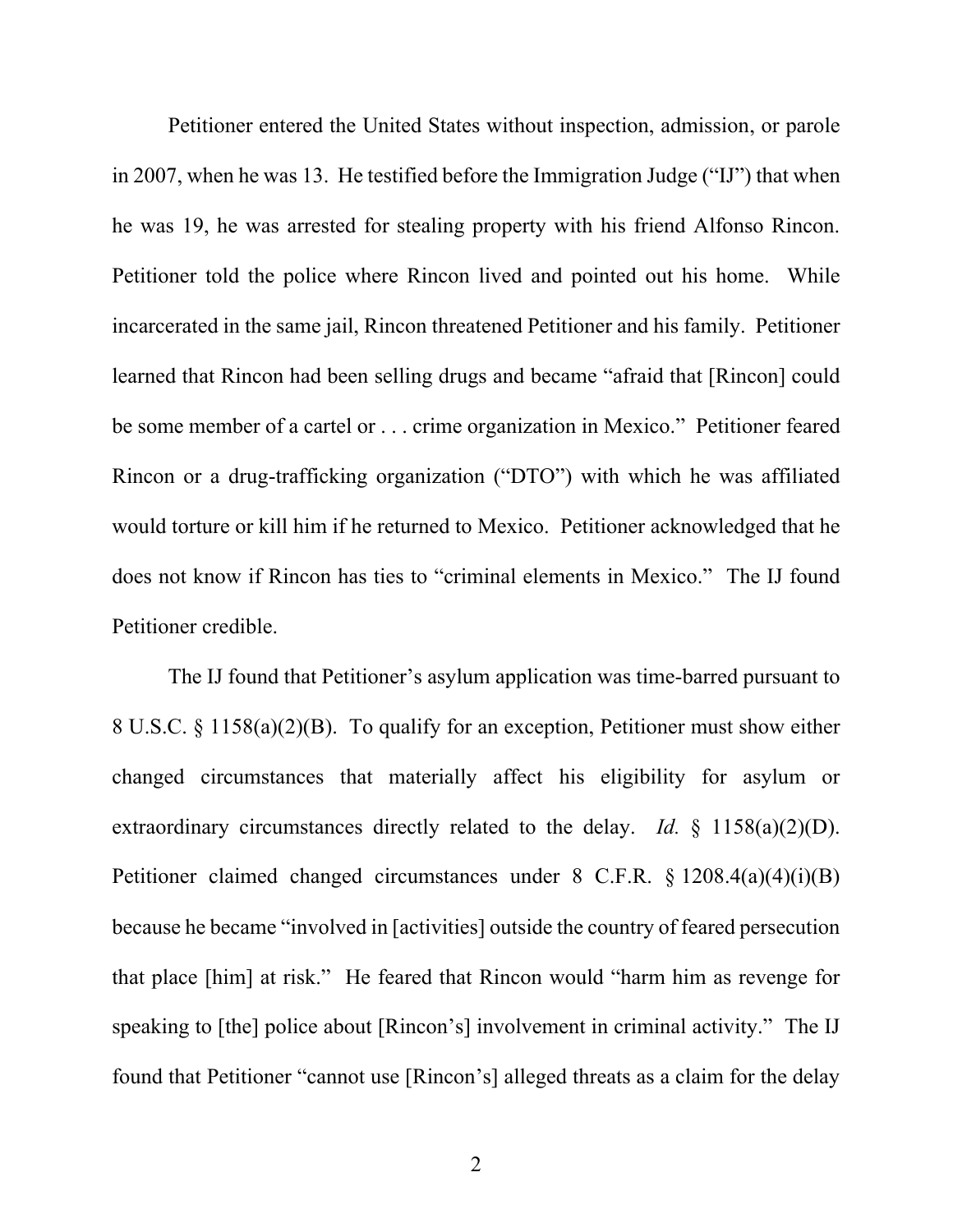Petitioner entered the United States without inspection, admission, or parole in 2007, when he was 13. He testified before the Immigration Judge ("IJ") that when he was 19, he was arrested for stealing property with his friend Alfonso Rincon. Petitioner told the police where Rincon lived and pointed out his home. While incarcerated in the same jail, Rincon threatened Petitioner and his family. Petitioner learned that Rincon had been selling drugs and became "afraid that [Rincon] could be some member of a cartel or . . . crime organization in Mexico." Petitioner feared Rincon or a drug-trafficking organization ("DTO") with which he was affiliated would torture or kill him if he returned to Mexico. Petitioner acknowledged that he does not know if Rincon has ties to "criminal elements in Mexico." The IJ found Petitioner credible.

The IJ found that Petitioner's asylum application was time-barred pursuant to 8 U.S.C. § 1158(a)(2)(B). To qualify for an exception, Petitioner must show either changed circumstances that materially affect his eligibility for asylum or extraordinary circumstances directly related to the delay. *Id.* § 1158(a)(2)(D). Petitioner claimed changed circumstances under 8 C.F.R. § 1208.4(a)(4)(i)(B) because he became "involved in [activities] outside the country of feared persecution that place [him] at risk." He feared that Rincon would "harm him as revenge for speaking to [the] police about [Rincon's] involvement in criminal activity." The IJ found that Petitioner "cannot use [Rincon's] alleged threats as a claim for the delay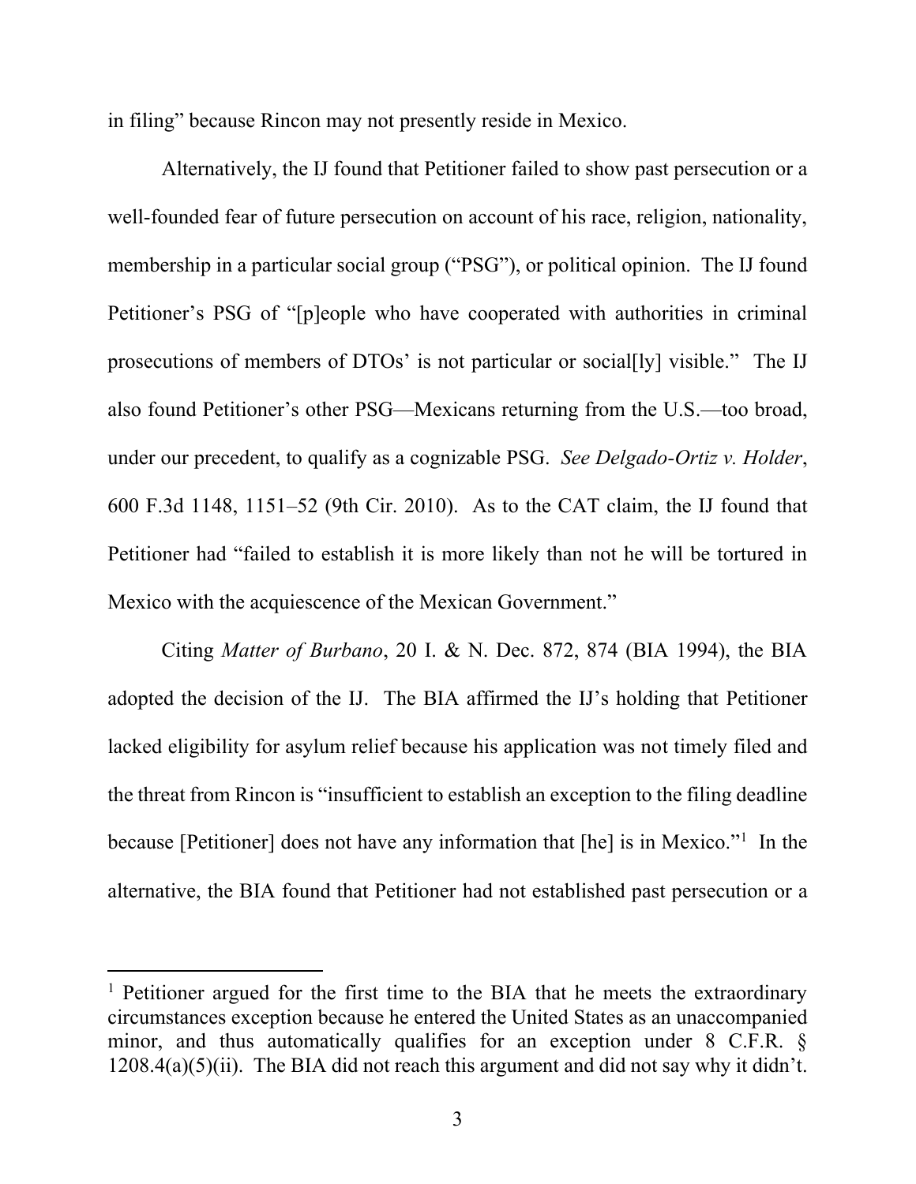in filing" because Rincon may not presently reside in Mexico.

Alternatively, the IJ found that Petitioner failed to show past persecution or a well-founded fear of future persecution on account of his race, religion, nationality, membership in a particular social group ("PSG"), or political opinion. The IJ found Petitioner's PSG of "[p]eople who have cooperated with authorities in criminal prosecutions of members of DTOs' is not particular or social[ly] visible." The IJ also found Petitioner's other PSG—Mexicans returning from the U.S.—too broad, under our precedent, to qualify as a cognizable PSG. *See Delgado-Ortiz v. Holder*, 600 F.3d 1148, 1151–52 (9th Cir. 2010). As to the CAT claim, the IJ found that Petitioner had "failed to establish it is more likely than not he will be tortured in Mexico with the acquiescence of the Mexican Government."

Citing *Matter of Burbano*, 20 I. & N. Dec. 872, 874 (BIA 1994), the BIA adopted the decision of the IJ. The BIA affirmed the IJ's holding that Petitioner lacked eligibility for asylum relief because his application was not timely filed and the threat from Rincon is "insufficient to establish an exception to the filing deadline because [Petitioner] does not have any information that [he] is in Mexico."[1] In the alternative, the BIA found that Petitioner had not established past persecution or a

[1] Petitioner argued for the first time to the BIA that he meets the extraordinary circumstances exception because he entered the United States as an unaccompanied minor, and thus automatically qualifies for an exception under 8 C.F.R. § 1208.4(a)(5)(ii). The BIA did not reach this argument and did not say why it didn't.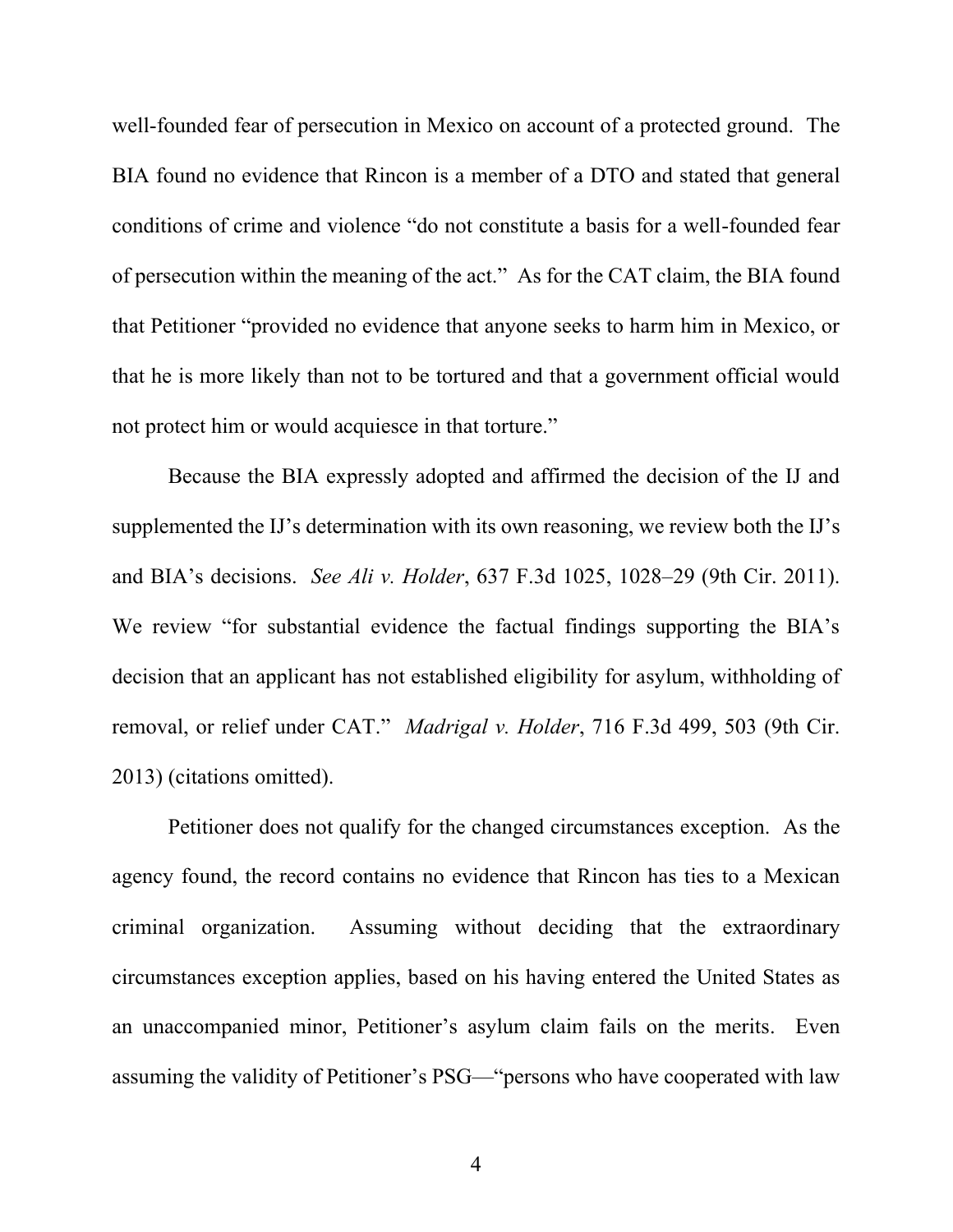well-founded fear of persecution in Mexico on account of a protected ground. The BIA found no evidence that Rincon is a member of a DTO and stated that general conditions of crime and violence "do not constitute a basis for a well-founded fear of persecution within the meaning of the act." As for the CAT claim, the BIA found that Petitioner "provided no evidence that anyone seeks to harm him in Mexico, or that he is more likely than not to be tortured and that a government official would not protect him or would acquiesce in that torture."

Because the BIA expressly adopted and affirmed the decision of the IJ and supplemented the IJ's determination with its own reasoning, we review both the IJ's and BIA's decisions. *See Ali v. Holder*, 637 F.3d 1025, 1028–29 (9th Cir. 2011). We review "for substantial evidence the factual findings supporting the BIA's decision that an applicant has not established eligibility for asylum, withholding of removal, or relief under CAT." *Madrigal v. Holder*, 716 F.3d 499, 503 (9th Cir. 2013) (citations omitted).

Petitioner does not qualify for the changed circumstances exception. As the agency found, the record contains no evidence that Rincon has ties to a Mexican criminal organization. Assuming without deciding that the extraordinary circumstances exception applies, based on his having entered the United States as an unaccompanied minor, Petitioner's asylum claim fails on the merits. Even assuming the validity of Petitioner's PSG—"persons who have cooperated with law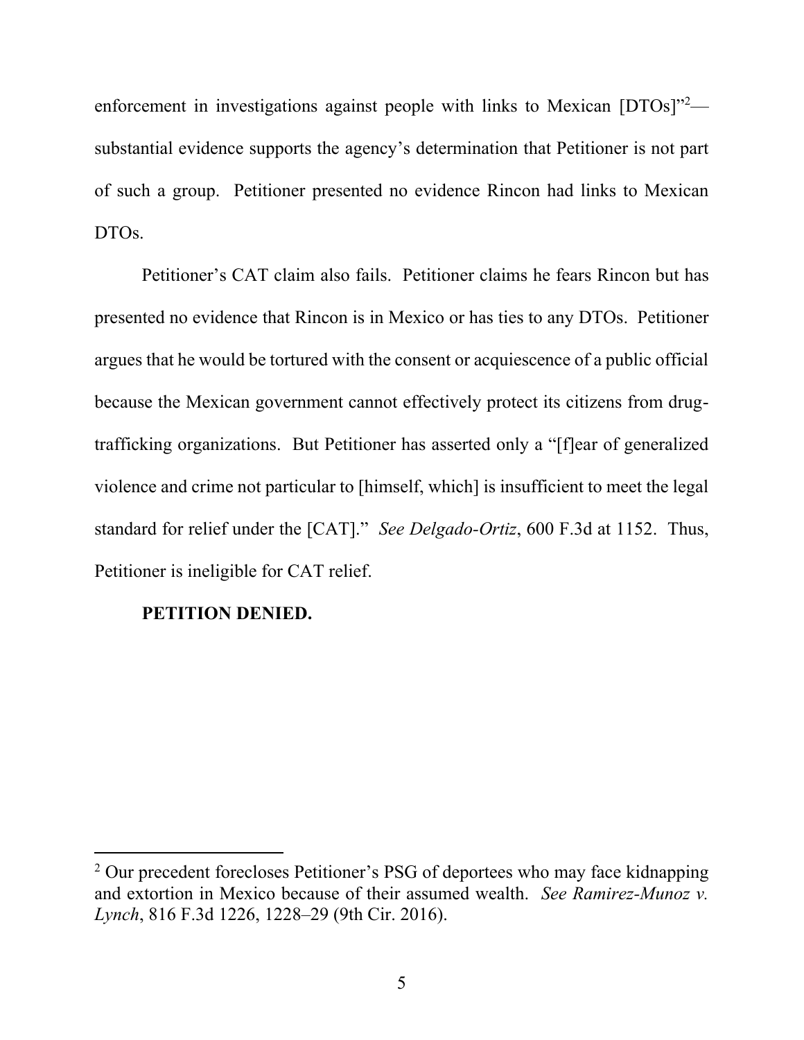enforcement in investigations against people with links to Mexican [DTOs]"[2]—substantial evidence supports the agency's determination that Petitioner is not part of such a group. Petitioner presented no evidence Rincon had links to Mexican DTOs.

Petitioner's CAT claim also fails. Petitioner claims he fears Rincon but has presented no evidence that Rincon is in Mexico or has ties to any DTOs. Petitioner argues that he would be tortured with the consent or acquiescence of a public official because the Mexican government cannot effectively protect its citizens from drug-trafficking organizations. But Petitioner has asserted only a "[f]ear of generalized violence and crime not particular to [himself, which] is insufficient to meet the legal standard for relief under the [CAT]." *See Delgado-Ortiz*, 600 F.3d at 1152. Thus, Petitioner is ineligible for CAT relief.

**PETITION DENIED.**

---

[2] Our precedent forecloses Petitioner's PSG of deportees who may face kidnapping and extortion in Mexico because of their assumed wealth. *See Ramirez-Munoz v. Lynch*, 816 F.3d 1226, 1228–29 (9th Cir. 2016).